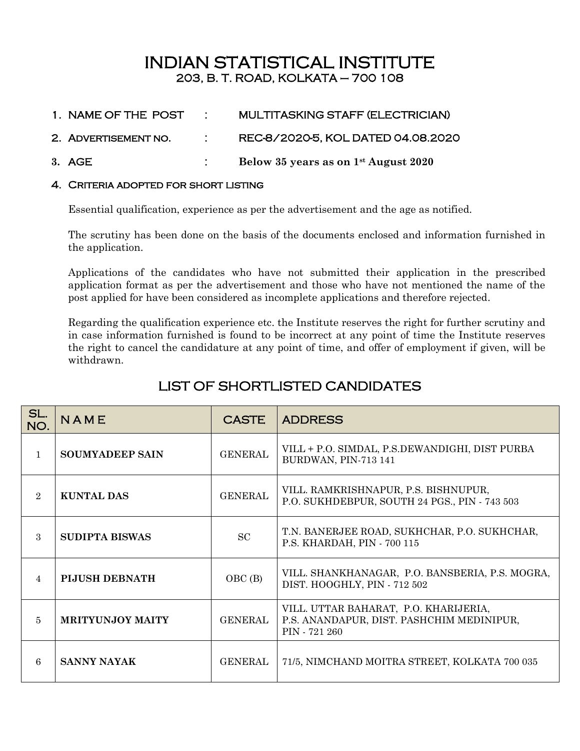# INDIAN STATISTICAL INSTITUTE

## 203, B. T. ROAD, KOLKATA – 700 108

1. NAME OF THE POST : MULTITASKING STAFF (ELECTRICIAN)
2. ADVERTISEMENT NO. : REC-8/2020-5, KOL DATED 04.08.2020
3. AGE : **Below 35 years as on 1st August 2020**
4. CRITERIA ADOPTED FOR SHORT LISTING

   Essential qualification, experience as per the advertisement and the age as notified.

   The scrutiny has been done on the basis of the documents enclosed and information furnished in the application.

   Applications of the candidates who have not submitted their application in the prescribed application format as per the advertisement and those who have not mentioned the name of the post applied for have been considered as incomplete applications and therefore rejected.

   Regarding the qualification experience etc. the Institute reserves the right for further scrutiny and in case information furnished is found to be incorrect at any point of time the Institute reserves the right to cancel the candidature at any point of time, and offer of employment if given, will be withdrawn.

## LIST OF SHORTLISTED CANDIDATES

| SL. NO. | NAME | CASTE | ADDRESS |
|---|---|---|---|
| 1 | **SOUMYADEEP SAIN** | GENERAL | VILL + P.O. SIMDAL, P.S.DEWANDIGHI, DIST PURBA BURDWAN, PIN-713 141 |
| 2 | **KUNTAL DAS** | GENERAL | VILL. RAMKRISHNAPUR, P.S. BISHNUPUR, P.O. SUKHDEBPUR, SOUTH 24 PGS., PIN - 743 503 |
| 3 | **SUDIPTA BISWAS** | SC | T.N. BANERJEE ROAD, SUKHCHAR, P.O. SUKHCHAR, P.S. KHARDAH, PIN - 700 115 |
| 4 | **PIJUSH DEBNATH** | OBC (B) | VILL. SHANKHANAGAR, P.O. BANSBERIA, P.S. MOGRA, DIST. HOOGHLY, PIN - 712 502 |
| 5 | **MRITYUNJOY MAITY** | GENERAL | VILL. UTTAR BAHARAT, P.O. KHARIJERIA, P.S. ANANDAPUR, DIST. PASCHIM MEDINIPUR, PIN - 721 260 |
| 6 | **SANNY NAYAK** | GENERAL | 71/5, NIMCHAND MOITRA STREET, KOLKATA 700 035 |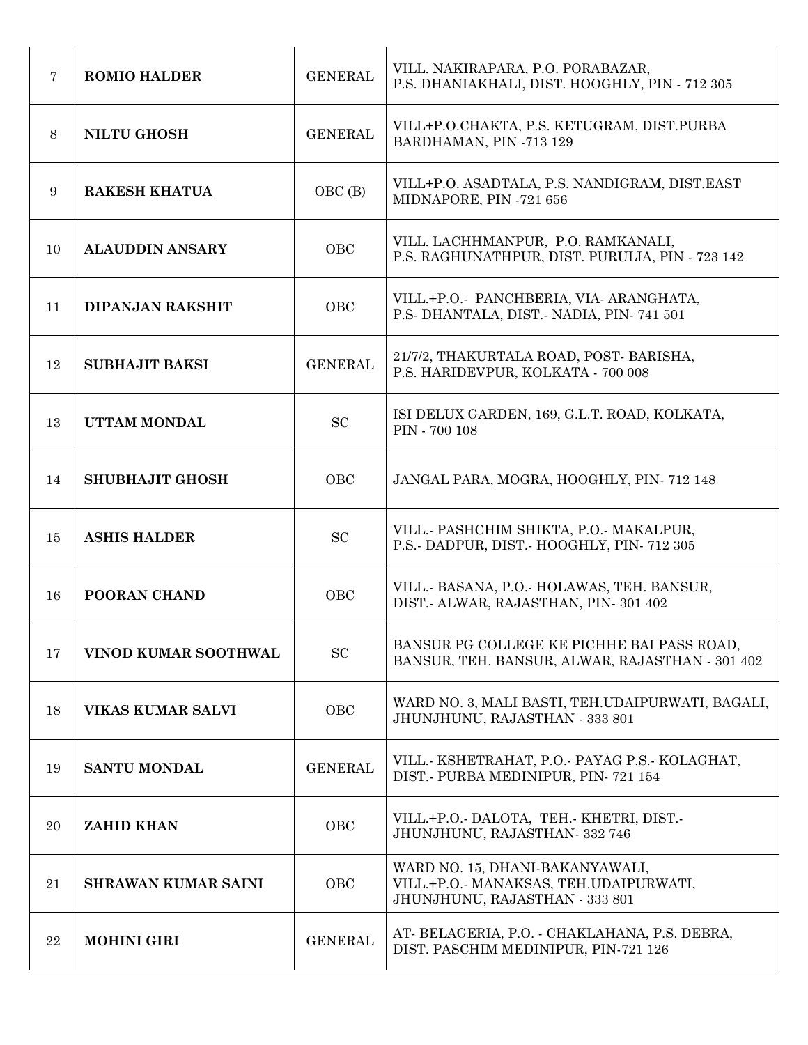| 7 | **ROMIO HALDER** | GENERAL | VILL. NAKIRAPARA, P.O. PORABAZAR, P.S. DHANIAKHALI, DIST. HOOGHLY, PIN - 712 305 |
|---|---|---|---|
| 8 | **NILTU GHOSH** | GENERAL | VILL+P.O.CHAKTA, P.S. KETUGRAM, DIST.PURBA BARDHAMAN, PIN -713 129 |
| 9 | **RAKESH KHATUA** | OBC (B) | VILL+P.O. ASADTALA, P.S. NANDIGRAM, DIST.EAST MIDNAPORE, PIN -721 656 |
| 10 | **ALAUDDIN ANSARY** | OBC | VILL. LACHHMANPUR, P.O. RAMKANALI, P.S. RAGHUNATHPUR, DIST. PURULIA, PIN - 723 142 |
| 11 | **DIPANJAN RAKSHIT** | OBC | VILL.+P.O.- PANCHBERIA, VIA- ARANGHATA, P.S- DHANTALA, DIST.- NADIA, PIN- 741 501 |
| 12 | **SUBHAJIT BAKSI** | GENERAL | 21/7/2, THAKURTALA ROAD, POST- BARISHA, P.S. HARIDEVPUR, KOLKATA - 700 008 |
| 13 | **UTTAM MONDAL** | SC | ISI DELUX GARDEN, 169, G.L.T. ROAD, KOLKATA, PIN - 700 108 |
| 14 | **SHUBHAJIT GHOSH** | OBC | JANGAL PARA, MOGRA, HOOGHLY, PIN- 712 148 |
| 15 | **ASHIS HALDER** | SC | VILL.- PASHCHIM SHIKTA, P.O.- MAKALPUR, P.S.- DADPUR, DIST.- HOOGHLY, PIN- 712 305 |
| 16 | **POORAN CHAND** | OBC | VILL.- BASANA, P.O.- HOLAWAS, TEH. BANSUR, DIST.- ALWAR, RAJASTHAN, PIN- 301 402 |
| 17 | **VINOD KUMAR SOOTHWAL** | SC | BANSUR PG COLLEGE KE PICHHE BAI PASS ROAD, BANSUR, TEH. BANSUR, ALWAR, RAJASTHAN - 301 402 |
| 18 | **VIKAS KUMAR SALVI** | OBC | WARD NO. 3, MALI BASTI, TEH.UDAIPURWATI, BAGALI, JHUNJHUNU, RAJASTHAN - 333 801 |
| 19 | **SANTU MONDAL** | GENERAL | VILL.- KSHETRAHAT, P.O.- PAYAG P.S.- KOLAGHAT, DIST.- PURBA MEDINIPUR, PIN- 721 154 |
| 20 | **ZAHID KHAN** | OBC | VILL.+P.O.- DALOTA, TEH.- KHETRI, DIST.- JHUNJHUNU, RAJASTHAN- 332 746 |
| 21 | **SHRAWAN KUMAR SAINI** | OBC | WARD NO. 15, DHANI-BAKANYAWALI, VILL.+P.O.- MANAKSAS, TEH.UDAIPURWATI, JHUNJHUNU, RAJASTHAN - 333 801 |
| 22 | **MOHINI GIRI** | GENERAL | AT- BELAGERIA, P.O. - CHAKLAHANA, P.S. DEBRA, DIST. PASCHIM MEDINIPUR, PIN-721 126 |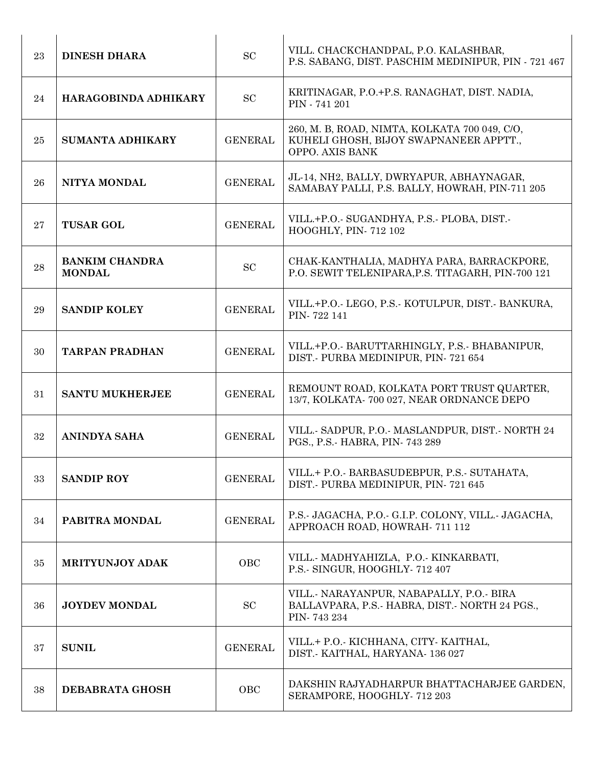| 23 | **DINESH DHARA** | SC | VILL. CHACKCHANDPAL, P.O. KALASHBAR, P.S. SABANG, DIST. PASCHIM MEDINIPUR, PIN - 721 467 |
|---|---|---|---|
| 24 | **HARAGOBINDA ADHIKARY** | SC | KRITINAGAR, P.O.+P.S. RANAGHAT, DIST. NADIA, PIN - 741 201 |
| 25 | **SUMANTA ADHIKARY** | GENERAL | 260, M. B, ROAD, NIMTA, KOLKATA 700 049, C/O, KUHELI GHOSH, BIJOY SWAPNANEER APPTT., OPPO. AXIS BANK |
| 26 | **NITYA MONDAL** | GENERAL | JL-14, NH2, BALLY, DWRYAPUR, ABHAYNAGAR, SAMABAY PALLI, P.S. BALLY, HOWRAH, PIN-711 205 |
| 27 | **TUSAR GOL** | GENERAL | VILL.+P.O.- SUGANDHYA, P.S.- PLOBA, DIST.- HOOGHLY, PIN- 712 102 |
| 28 | **BANKIM CHANDRA MONDAL** | SC | CHAK-KANTHALIA, MADHYA PARA, BARRACKPORE, P.O. SEWIT TELENIPARA,P.S. TITAGARH, PIN-700 121 |
| 29 | **SANDIP KOLEY** | GENERAL | VILL.+P.O.- LEGO, P.S.- KOTULPUR, DIST.- BANKURA, PIN- 722 141 |
| 30 | **TARPAN PRADHAN** | GENERAL | VILL.+P.O.- BARUTTARHINGLY, P.S.- BHABANIPUR, DIST.- PURBA MEDINIPUR, PIN- 721 654 |
| 31 | **SANTU MUKHERJEE** | GENERAL | REMOUNT ROAD, KOLKATA PORT TRUST QUARTER, 13/7, KOLKATA- 700 027, NEAR ORDNANCE DEPO |
| 32 | **ANINDYA SAHA** | GENERAL | VILL.- SADPUR, P.O.- MASLANDPUR, DIST.- NORTH 24 PGS., P.S.- HABRA, PIN- 743 289 |
| 33 | **SANDIP ROY** | GENERAL | VILL.+ P.O.- BARBASUDEBPUR, P.S.- SUTAHATA, DIST.- PURBA MEDINIPUR, PIN- 721 645 |
| 34 | **PABITRA MONDAL** | GENERAL | P.S.- JAGACHA, P.O.- G.I.P. COLONY, VILL.- JAGACHA, APPROACH ROAD, HOWRAH- 711 112 |
| 35 | **MRITYUNJOY ADAK** | OBC | VILL.- MADHYAHIZLA, P.O.- KINKARBATI, P.S.- SINGUR, HOOGHLY- 712 407 |
| 36 | **JOYDEV MONDAL** | SC | VILL.- NARAYANPUR, NABAPALLY, P.O.- BIRA BALLAVPARA, P.S.- HABRA, DIST.- NORTH 24 PGS., PIN- 743 234 |
| 37 | **SUNIL** | GENERAL | VILL.+ P.O.- KICHHANA, CITY- KAITHAL, DIST.- KAITHAL, HARYANA- 136 027 |
| 38 | **DEBABRATA GHOSH** | OBC | DAKSHIN RAJYADHARPUR BHATTACHARJEE GARDEN, SERAMPORE, HOOGHLY- 712 203 |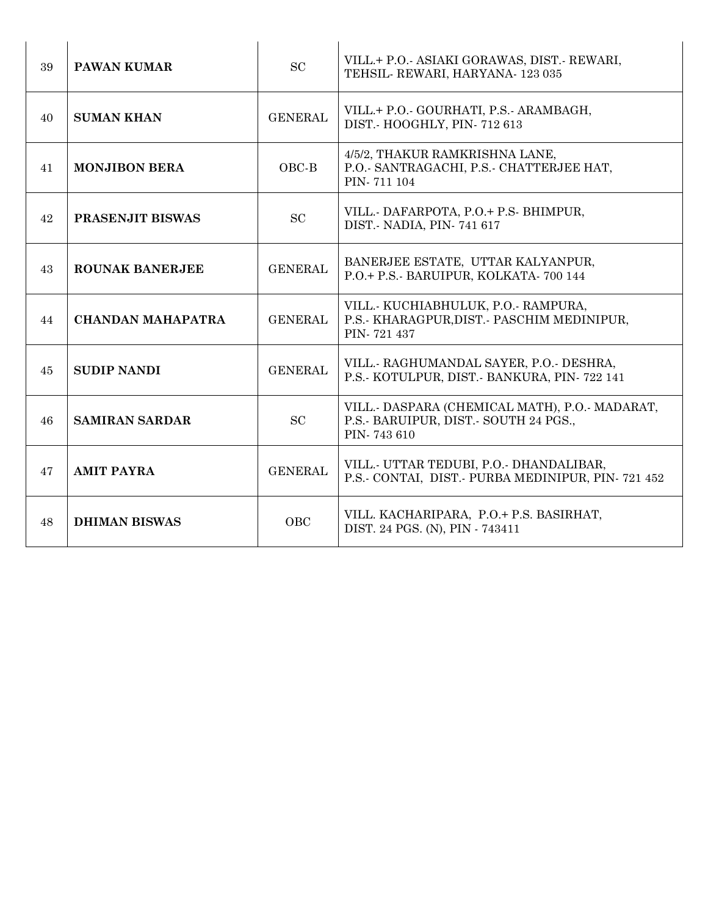| 39 | **PAWAN KUMAR** | SC | VILL.+ P.O.- ASIAKI GORAWAS, DIST.- REWARI, TEHSIL- REWARI, HARYANA- 123 035 |
|---|---|---|---|
| 40 | **SUMAN KHAN** | GENERAL | VILL.+ P.O.- GOURHATI, P.S.- ARAMBAGH, DIST.- HOOGHLY, PIN- 712 613 |
| 41 | **MONJIBON BERA** | OBC-B | 4/5/2, THAKUR RAMKRISHNA LANE, P.O.- SANTRAGACHI, P.S.- CHATTERJEE HAT, PIN- 711 104 |
| 42 | **PRASENJIT BISWAS** | SC | VILL.- DAFARPOTA, P.O.+ P.S- BHIMPUR, DIST.- NADIA, PIN- 741 617 |
| 43 | **ROUNAK BANERJEE** | GENERAL | BANERJEE ESTATE, UTTAR KALYANPUR, P.O.+ P.S.- BARUIPUR, KOLKATA- 700 144 |
| 44 | **CHANDAN MAHAPATRA** | GENERAL | VILL.- KUCHIABHULUK, P.O.- RAMPURA, P.S.- KHARAGPUR,DIST.- PASCHIM MEDINIPUR, PIN- 721 437 |
| 45 | **SUDIP NANDI** | GENERAL | VILL.- RAGHUMANDAL SAYER, P.O.- DESHRA, P.S.- KOTULPUR, DIST.- BANKURA, PIN- 722 141 |
| 46 | **SAMIRAN SARDAR** | SC | VILL.- DASPARA (CHEMICAL MATH), P.O.- MADARAT, P.S.- BARUIPUR, DIST.- SOUTH 24 PGS., PIN- 743 610 |
| 47 | **AMIT PAYRA** | GENERAL | VILL.- UTTAR TEDUBI, P.O.- DHANDALIBAR, P.S.- CONTAI, DIST.- PURBA MEDINIPUR, PIN- 721 452 |
| 48 | **DHIMAN BISWAS** | OBC | VILL. KACHARIPARA, P.O.+ P.S. BASIRHAT, DIST. 24 PGS. (N), PIN - 743411 |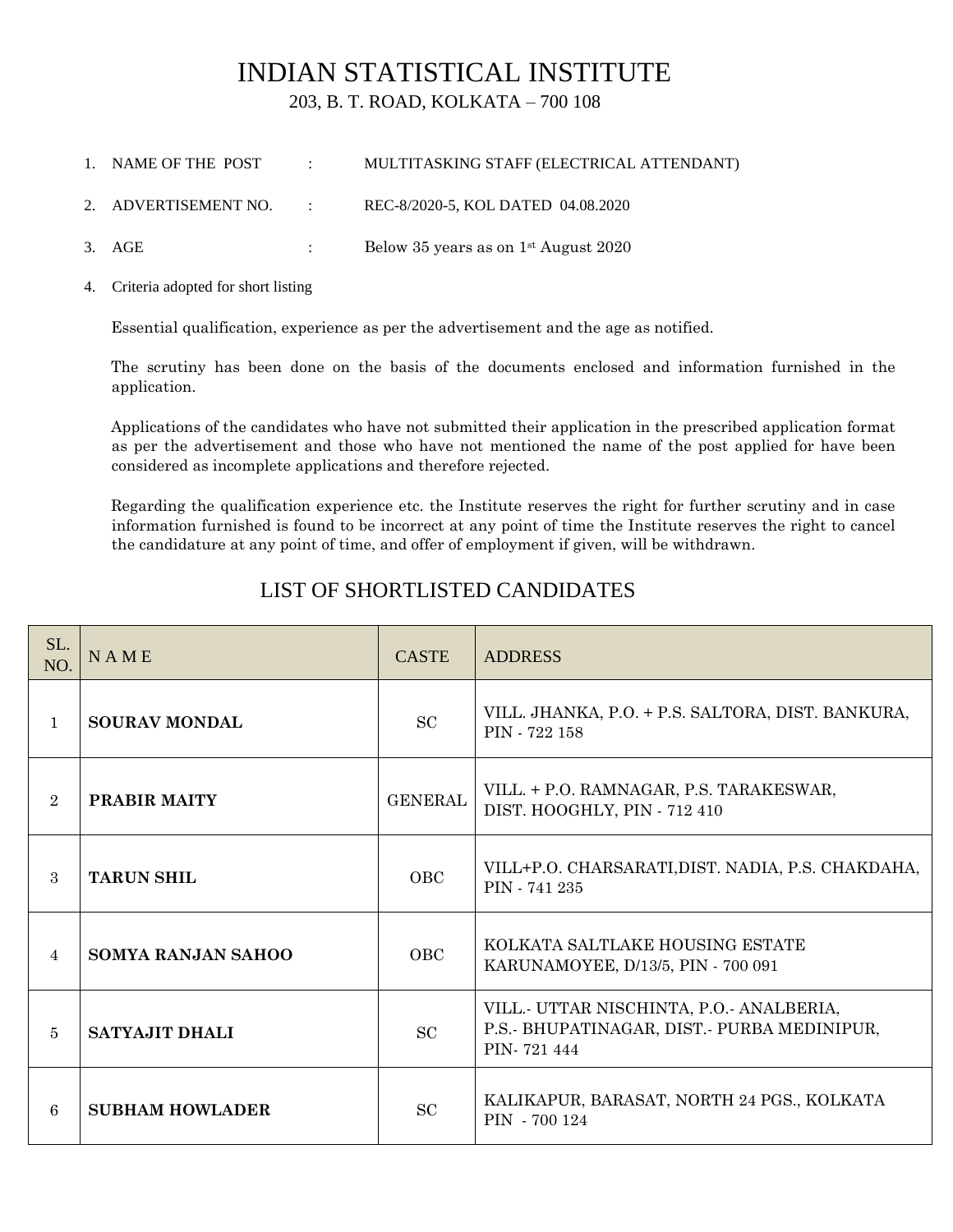# INDIAN STATISTICAL INSTITUTE

203, B. T. ROAD, KOLKATA – 700 108

1. NAME OF THE POST : MULTITASKING STAFF (ELECTRICAL ATTENDANT)
2. ADVERTISEMENT NO. : REC-8/2020-5, KOL DATED 04.08.2020
3. AGE : Below 35 years as on 1st August 2020
4. Criteria adopted for short listing

   Essential qualification, experience as per the advertisement and the age as notified.

   The scrutiny has been done on the basis of the documents enclosed and information furnished in the application.

   Applications of the candidates who have not submitted their application in the prescribed application format as per the advertisement and those who have not mentioned the name of the post applied for have been considered as incomplete applications and therefore rejected.

   Regarding the qualification experience etc. the Institute reserves the right for further scrutiny and in case information furnished is found to be incorrect at any point of time the Institute reserves the right to cancel the candidature at any point of time, and offer of employment if given, will be withdrawn.

## LIST OF SHORTLISTED CANDIDATES

| SL. NO. | N A M E | CASTE | ADDRESS |
|---|---|---|---|
| 1 | **SOURAV MONDAL** | SC | VILL. JHANKA, P.O. + P.S. SALTORA, DIST. BANKURA, PIN - 722 158 |
| 2 | **PRABIR MAITY** | GENERAL | VILL. + P.O. RAMNAGAR, P.S. TARAKESWAR, DIST. HOOGHLY, PIN - 712 410 |
| 3 | **TARUN SHIL** | OBC | VILL+P.O. CHARSARATI,DIST. NADIA, P.S. CHAKDAHA, PIN - 741 235 |
| 4 | **SOMYA RANJAN SAHOO** | OBC | KOLKATA SALTLAKE HOUSING ESTATE KARUNAMOYEE, D/13/5, PIN - 700 091 |
| 5 | **SATYAJIT DHALI** | SC | VILL.- UTTAR NISCHINTA, P.O.- ANALBERIA, P.S.- BHUPATINAGAR, DIST.- PURBA MEDINIPUR, PIN- 721 444 |
| 6 | **SUBHAM HOWLADER** | SC | KALIKAPUR, BARASAT, NORTH 24 PGS., KOLKATA PIN - 700 124 |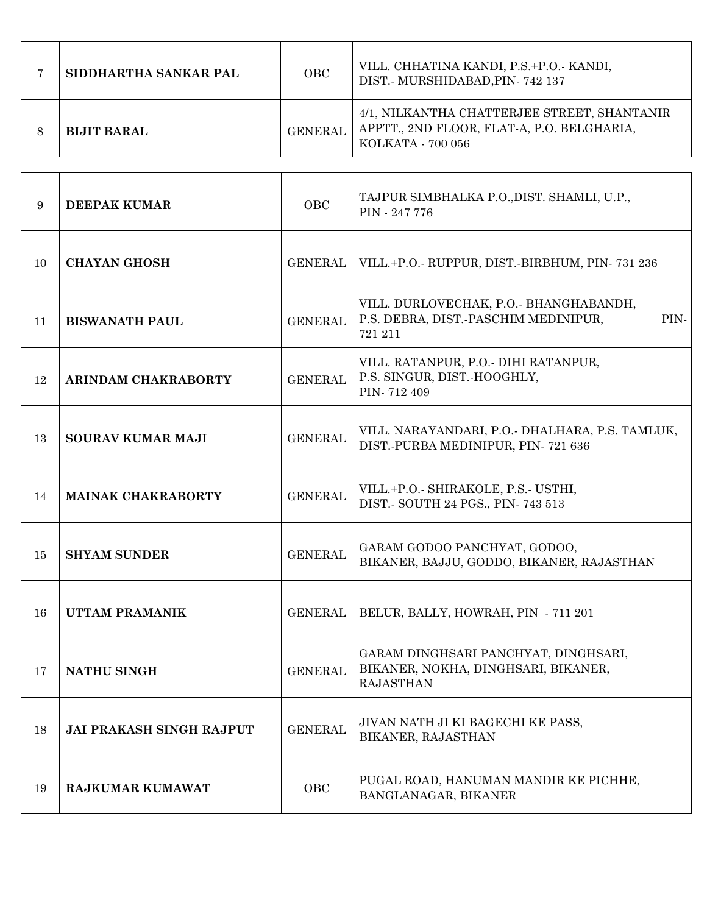| | | | |
|---|---|---|---|
| 7 | **SIDDHARTHA SANKAR PAL** | OBC | VILL. CHHATINA KANDI, P.S.+P.O.- KANDI, DIST.- MURSHIDABAD,PIN- 742 137 |
| 8 | **BIJIT BARAL** | GENERAL | 4/1, NILKANTHA CHATTERJEE STREET, SHANTANIR APPTT., 2ND FLOOR, FLAT-A, P.O. BELGHARIA, KOLKATA - 700 056 |
| 9 | **DEEPAK KUMAR** | OBC | TAJPUR SIMBHALKA P.O.,DIST. SHAMLI, U.P., PIN - 247 776 |
| 10 | **CHAYAN GHOSH** | GENERAL | VILL.+P.O.- RUPPUR, DIST.-BIRBHUM, PIN- 731 236 |
| 11 | **BISWANATH PAUL** | GENERAL | VILL. DURLOVECHAK, P.O.- BHANGHABANDH, P.S. DEBRA, DIST.-PASCHIM MEDINIPUR, PIN- 721 211 |
| 12 | **ARINDAM CHAKRABORTY** | GENERAL | VILL. RATANPUR, P.O.- DIHI RATANPUR, P.S. SINGUR, DIST.-HOOGHLY, PIN- 712 409 |
| 13 | **SOURAV KUMAR MAJI** | GENERAL | VILL. NARAYANDARI, P.O.- DHALHARA, P.S. TAMLUK, DIST.-PURBA MEDINIPUR, PIN- 721 636 |
| 14 | **MAINAK CHAKRABORTY** | GENERAL | VILL.+P.O.- SHIRAKOLE, P.S.- USTHI, DIST.- SOUTH 24 PGS., PIN- 743 513 |
| 15 | **SHYAM SUNDER** | GENERAL | GARAM GODOO PANCHYAT, GODOO, BIKANER, BAJJU, GODDO, BIKANER, RAJASTHAN |
| 16 | **UTTAM PRAMANIK** | GENERAL | BELUR, BALLY, HOWRAH, PIN - 711 201 |
| 17 | **NATHU SINGH** | GENERAL | GARAM DINGHSARI PANCHYAT, DINGHSARI, BIKANER, NOKHA, DINGHSARI, BIKANER, RAJASTHAN |
| 18 | **JAI PRAKASH SINGH RAJPUT** | GENERAL | JIVAN NATH JI KI BAGECHI KE PASS, BIKANER, RAJASTHAN |
| 19 | **RAJKUMAR KUMAWAT** | OBC | PUGAL ROAD, HANUMAN MANDIR KE PICHHE, BANGLANAGAR, BIKANER |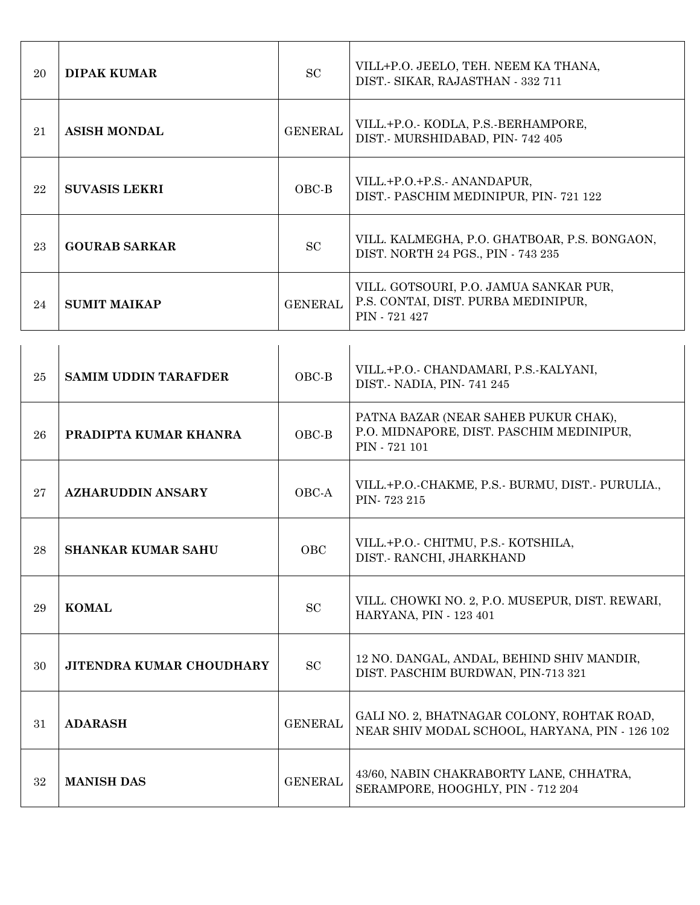| 20 | **DIPAK KUMAR** | SC | VILL+P.O. JEELO, TEH. NEEM KA THANA, DIST.- SIKAR, RAJASTHAN - 332 711 |
|---|---|---|---|
| 21 | **ASISH MONDAL** | GENERAL | VILL.+P.O.- KODLA, P.S.-BERHAMPORE, DIST.- MURSHIDABAD, PIN- 742 405 |
| 22 | **SUVASIS LEKRI** | OBC-B | VILL.+P.O.+P.S.- ANANDAPUR, DIST.- PASCHIM MEDINIPUR, PIN- 721 122 |
| 23 | **GOURAB SARKAR** | SC | VILL. KALMEGHA, P.O. GHATBOAR, P.S. BONGAON, DIST. NORTH 24 PGS., PIN - 743 235 |
| 24 | **SUMIT MAIKAP** | GENERAL | VILL. GOTSOURI, P.O. JAMUA SANKAR PUR, P.S. CONTAI, DIST. PURBA MEDINIPUR, PIN - 721 427 |
| 25 | **SAMIM UDDIN TARAFDER** | OBC-B | VILL.+P.O.- CHANDAMARI, P.S.-KALYANI, DIST.- NADIA, PIN- 741 245 |
| 26 | **PRADIPTA KUMAR KHANRA** | OBC-B | PATNA BAZAR (NEAR SAHEB PUKUR CHAK), P.O. MIDNAPORE, DIST. PASCHIM MEDINIPUR, PIN - 721 101 |
| 27 | **AZHARUDDIN ANSARY** | OBC-A | VILL.+P.O.-CHAKME, P.S.- BURMU, DIST.- PURULIA., PIN- 723 215 |
| 28 | **SHANKAR KUMAR SAHU** | OBC | VILL.+P.O.- CHITMU, P.S.- KOTSHILA, DIST.- RANCHI, JHARKHAND |
| 29 | **KOMAL** | SC | VILL. CHOWKI NO. 2, P.O. MUSEPUR, DIST. REWARI, HARYANA, PIN - 123 401 |
| 30 | **JITENDRA KUMAR CHOUDHARY** | SC | 12 NO. DANGAL, ANDAL, BEHIND SHIV MANDIR, DIST. PASCHIM BURDWAN, PIN-713 321 |
| 31 | **ADARASH** | GENERAL | GALI NO. 2, BHATNAGAR COLONY, ROHTAK ROAD, NEAR SHIV MODAL SCHOOL, HARYANA, PIN - 126 102 |
| 32 | **MANISH DAS** | GENERAL | 43/60, NABIN CHAKRABORTY LANE, CHHATRA, SERAMPORE, HOOGHLY, PIN - 712 204 |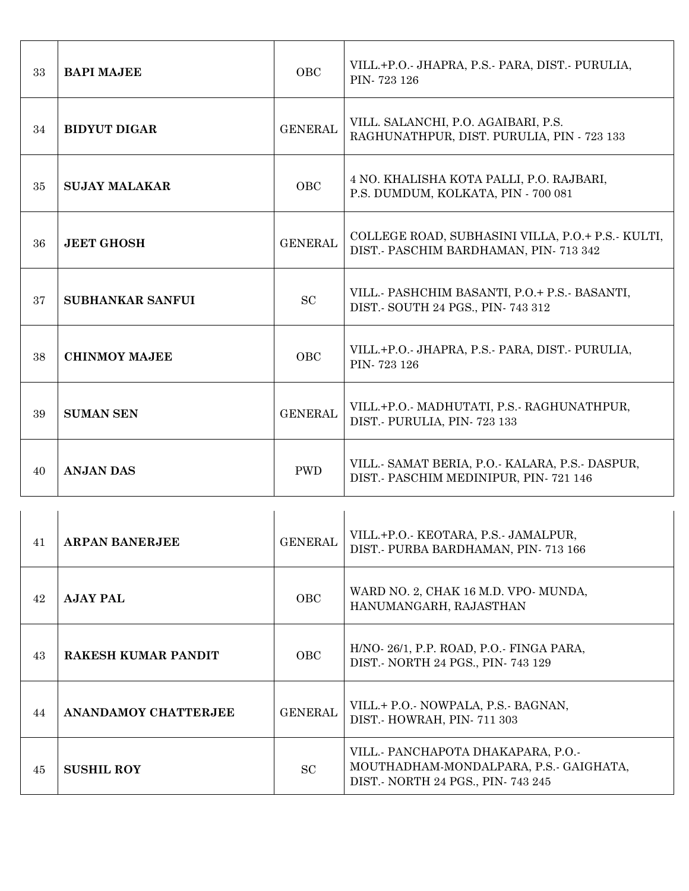| | | | |
|---|---|---|---|
| 33 | **BAPI MAJEE** | OBC | VILL.+P.O.- JHAPRA, P.S.- PARA, DIST.- PURULIA, PIN- 723 126 |
| 34 | **BIDYUT DIGAR** | GENERAL | VILL. SALANCHI, P.O. AGAIBARI, P.S. RAGHUNATHPUR, DIST. PURULIA, PIN - 723 133 |
| 35 | **SUJAY MALAKAR** | OBC | 4 NO. KHALISHA KOTA PALLI, P.O. RAJBARI, P.S. DUMDUM, KOLKATA, PIN - 700 081 |
| 36 | **JEET GHOSH** | GENERAL | COLLEGE ROAD, SUBHASINI VILLA, P.O.+ P.S.- KULTI, DIST.- PASCHIM BARDHAMAN, PIN- 713 342 |
| 37 | **SUBHANKAR SANFUI** | SC | VILL.- PASHCHIM BASANTI, P.O.+ P.S.- BASANTI, DIST.- SOUTH 24 PGS., PIN- 743 312 |
| 38 | **CHINMOY MAJEE** | OBC | VILL.+P.O.- JHAPRA, P.S.- PARA, DIST.- PURULIA, PIN- 723 126 |
| 39 | **SUMAN SEN** | GENERAL | VILL.+P.O.- MADHUTATI, P.S.- RAGHUNATHPUR, DIST.- PURULIA, PIN- 723 133 |
| 40 | **ANJAN DAS** | PWD | VILL.- SAMAT BERIA, P.O.- KALARA, P.S.- DASPUR, DIST.- PASCHIM MEDINIPUR, PIN- 721 146 |
| 41 | **ARPAN BANERJEE** | GENERAL | VILL.+P.O.- KEOTARA, P.S.- JAMALPUR, DIST.- PURBA BARDHAMAN, PIN- 713 166 |
| 42 | **AJAY PAL** | OBC | WARD NO. 2, CHAK 16 M.D. VPO- MUNDA, HANUMANGARH, RAJASTHAN |
| 43 | **RAKESH KUMAR PANDIT** | OBC | H/NO- 26/1, P.P. ROAD, P.O.- FINGA PARA, DIST.- NORTH 24 PGS., PIN- 743 129 |
| 44 | **ANANDAMOY CHATTERJEE** | GENERAL | VILL.+ P.O.- NOWPALA, P.S.- BAGNAN, DIST.- HOWRAH, PIN- 711 303 |
| 45 | **SUSHIL ROY** | SC | VILL.- PANCHAPOTA DHAKAPARA, P.O.- MOUTHADHAM-MONDALPARA, P.S.- GAIGHATA, DIST.- NORTH 24 PGS., PIN- 743 245 |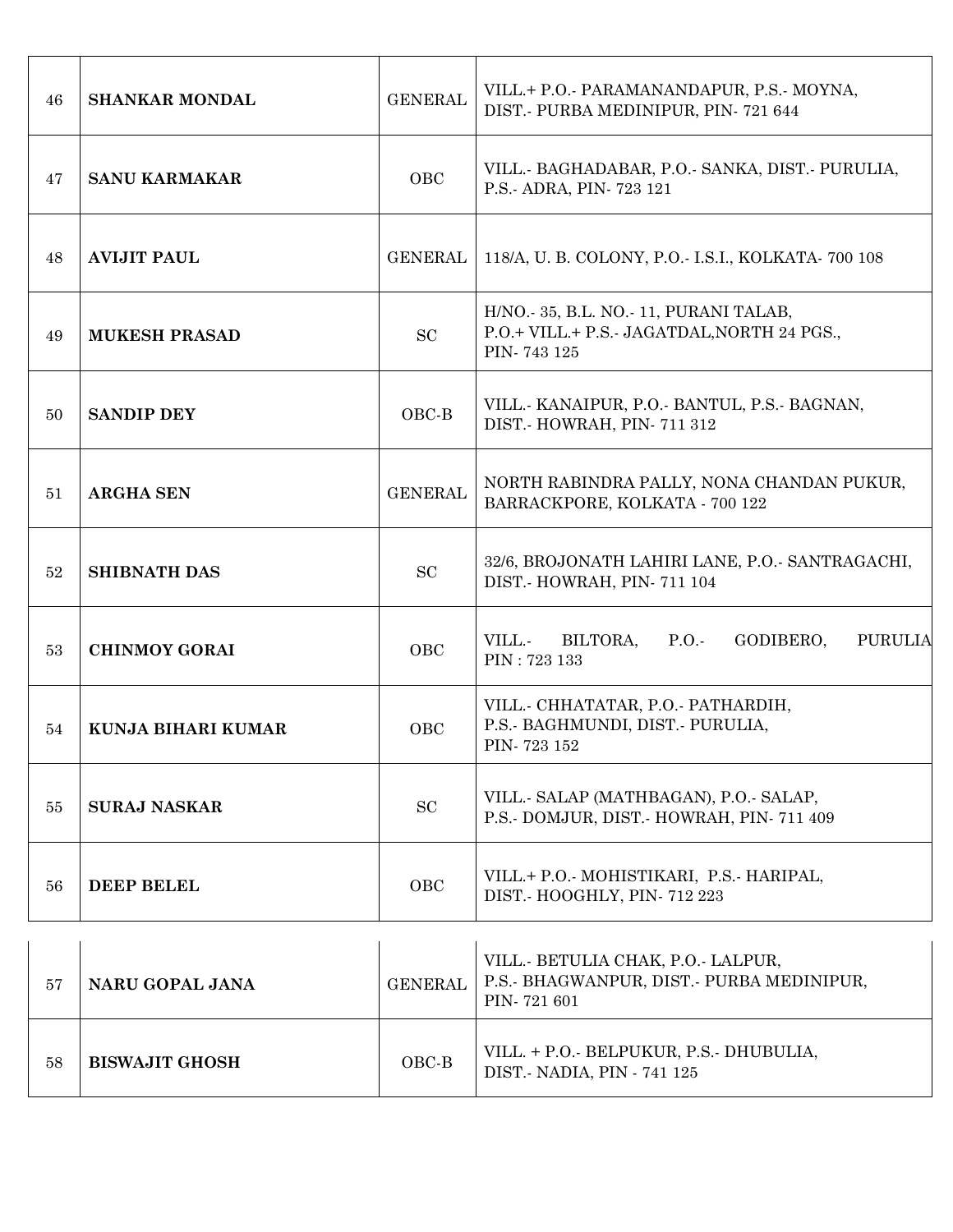| 46 | **SHANKAR MONDAL** | GENERAL | VILL.+ P.O.- PARAMANANDAPUR, P.S.- MOYNA, DIST.- PURBA MEDINIPUR, PIN- 721 644 |
|---|---|---|---|
| 47 | **SANU KARMAKAR** | OBC | VILL.- BAGHADABAR, P.O.- SANKA, DIST.- PURULIA, P.S.- ADRA, PIN- 723 121 |
| 48 | **AVIJIT PAUL** | GENERAL | 118/A, U. B. COLONY, P.O.- I.S.I., KOLKATA- 700 108 |
| 49 | **MUKESH PRASAD** | SC | H/NO.- 35, B.L. NO.- 11, PURANI TALAB, P.O.+ VILL.+ P.S.- JAGATDAL,NORTH 24 PGS., PIN- 743 125 |
| 50 | **SANDIP DEY** | OBC-B | VILL.- KANAIPUR, P.O.- BANTUL, P.S.- BAGNAN, DIST.- HOWRAH, PIN- 711 312 |
| 51 | **ARGHA SEN** | GENERAL | NORTH RABINDRA PALLY, NONA CHANDAN PUKUR, BARRACKPORE, KOLKATA - 700 122 |
| 52 | **SHIBNATH DAS** | SC | 32/6, BROJONATH LAHIRI LANE, P.O.- SANTRAGACHI, DIST.- HOWRAH, PIN- 711 104 |
| 53 | **CHINMOY GORAI** | OBC | VILL.- BILTORA, P.O.- GODIBERO, PURULIA PIN : 723 133 |
| 54 | **KUNJA BIHARI KUMAR** | OBC | VILL.- CHHATATAR, P.O.- PATHARDIH, P.S.- BAGHMUNDI, DIST.- PURULIA, PIN- 723 152 |
| 55 | **SURAJ NASKAR** | SC | VILL.- SALAP (MATHBAGAN), P.O.- SALAP, P.S.- DOMJUR, DIST.- HOWRAH, PIN- 711 409 |
| 56 | **DEEP BELEL** | OBC | VILL.+ P.O.- MOHISTIKARI, P.S.- HARIPAL, DIST.- HOOGHLY, PIN- 712 223 |
| 57 | **NARU GOPAL JANA** | GENERAL | VILL.- BETULIA CHAK, P.O.- LALPUR, P.S.- BHAGWANPUR, DIST.- PURBA MEDINIPUR, PIN- 721 601 |
| 58 | **BISWAJIT GHOSH** | OBC-B | VILL. + P.O.- BELPUKUR, P.S.- DHUBULIA, DIST.- NADIA, PIN - 741 125 |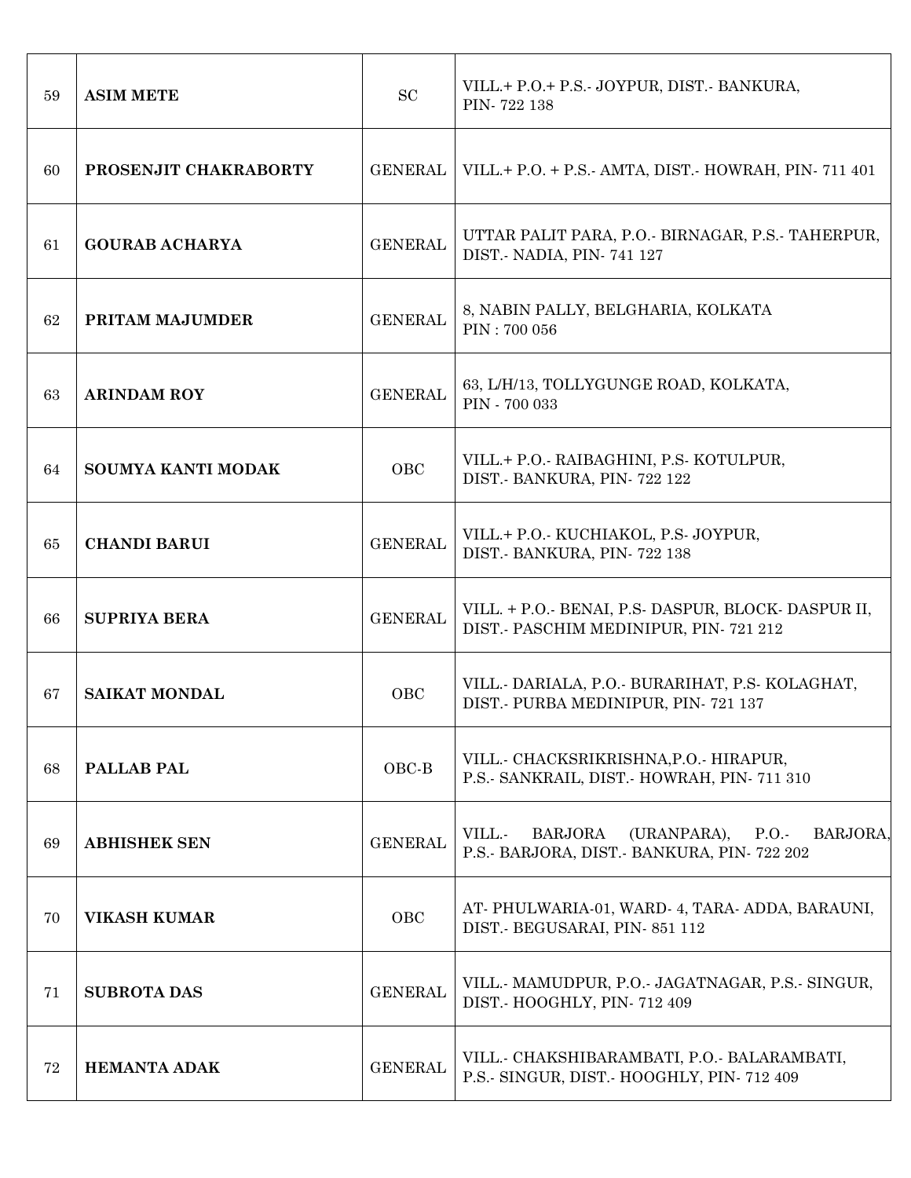| 59 | **ASIM METE** | SC | VILL.+ P.O.+ P.S.- JOYPUR, DIST.- BANKURA, PIN- 722 138 |
|---|---|---|---|
| 60 | **PROSENJIT CHAKRABORTY** | GENERAL | VILL.+ P.O. + P.S.- AMTA, DIST.- HOWRAH, PIN- 711 401 |
| 61 | **GOURAB ACHARYA** | GENERAL | UTTAR PALIT PARA, P.O.- BIRNAGAR, P.S.- TAHERPUR, DIST.- NADIA, PIN- 741 127 |
| 62 | **PRITAM MAJUMDER** | GENERAL | 8, NABIN PALLY, BELGHARIA, KOLKATA PIN : 700 056 |
| 63 | **ARINDAM ROY** | GENERAL | 63, L/H/13, TOLLYGUNGE ROAD, KOLKATA, PIN - 700 033 |
| 64 | **SOUMYA KANTI MODAK** | OBC | VILL.+ P.O.- RAIBAGHINI, P.S- KOTULPUR, DIST.- BANKURA, PIN- 722 122 |
| 65 | **CHANDI BARUI** | GENERAL | VILL.+ P.O.- KUCHIAKOL, P.S- JOYPUR, DIST.- BANKURA, PIN- 722 138 |
| 66 | **SUPRIYA BERA** | GENERAL | VILL. + P.O.- BENAI, P.S- DASPUR, BLOCK- DASPUR II, DIST.- PASCHIM MEDINIPUR, PIN- 721 212 |
| 67 | **SAIKAT MONDAL** | OBC | VILL.- DARIALA, P.O.- BURARIHAT, P.S- KOLAGHAT, DIST.- PURBA MEDINIPUR, PIN- 721 137 |
| 68 | **PALLAB PAL** | OBC-B | VILL.- CHACKSRIKRISHNA,P.O.- HIRAPUR, P.S.- SANKRAIL, DIST.- HOWRAH, PIN- 711 310 |
| 69 | **ABHISHEK SEN** | GENERAL | VILL.- BARJORA (URANPARA), P.O.- BARJORA, P.S.- BARJORA, DIST.- BANKURA, PIN- 722 202 |
| 70 | **VIKASH KUMAR** | OBC | AT- PHULWARIA-01, WARD- 4, TARA- ADDA, BARAUNI, DIST.- BEGUSARAI, PIN- 851 112 |
| 71 | **SUBROTA DAS** | GENERAL | VILL.- MAMUDPUR, P.O.- JAGATNAGAR, P.S.- SINGUR, DIST.- HOOGHLY, PIN- 712 409 |
| 72 | **HEMANTA ADAK** | GENERAL | VILL.- CHAKSHIBARAMBATI, P.O.- BALARAMBATI, P.S.- SINGUR, DIST.- HOOGHLY, PIN- 712 409 |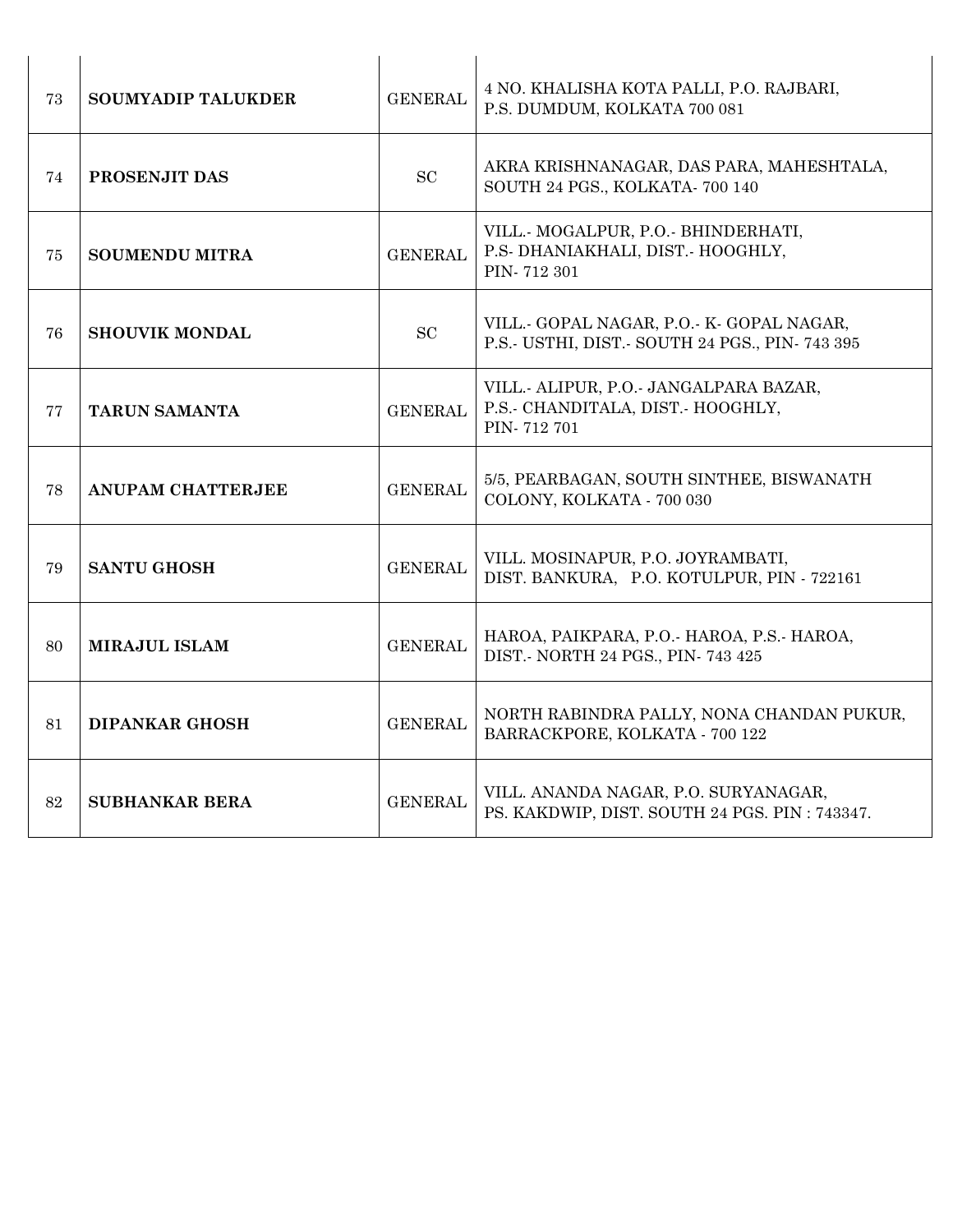| 73 | **SOUMYADIP TALUKDER** | GENERAL | 4 NO. KHALISHA KOTA PALLI, P.O. RAJBARI, P.S. DUMDUM, KOLKATA 700 081 |
|---|---|---|---|
| 74 | **PROSENJIT DAS** | SC | AKRA KRISHNANAGAR, DAS PARA, MAHESHTALA, SOUTH 24 PGS., KOLKATA- 700 140 |
| 75 | **SOUMENDU MITRA** | GENERAL | VILL.- MOGALPUR, P.O.- BHINDERHATI, P.S- DHANIAKHALI, DIST.- HOOGHLY, PIN- 712 301 |
| 76 | **SHOUVIK MONDAL** | SC | VILL.- GOPAL NAGAR, P.O.- K- GOPAL NAGAR, P.S.- USTHI, DIST.- SOUTH 24 PGS., PIN- 743 395 |
| 77 | **TARUN SAMANTA** | GENERAL | VILL.- ALIPUR, P.O.- JANGALPARA BAZAR, P.S.- CHANDITALA, DIST.- HOOGHLY, PIN- 712 701 |
| 78 | **ANUPAM CHATTERJEE** | GENERAL | 5/5, PEARBAGAN, SOUTH SINTHEE, BISWANATH COLONY, KOLKATA - 700 030 |
| 79 | **SANTU GHOSH** | GENERAL | VILL. MOSINAPUR, P.O. JOYRAMBATI, DIST. BANKURA, P.O. KOTULPUR, PIN - 722161 |
| 80 | **MIRAJUL ISLAM** | GENERAL | HAROA, PAIKPARA, P.O.- HAROA, P.S.- HAROA, DIST.- NORTH 24 PGS., PIN- 743 425 |
| 81 | **DIPANKAR GHOSH** | GENERAL | NORTH RABINDRA PALLY, NONA CHANDAN PUKUR, BARRACKPORE, KOLKATA - 700 122 |
| 82 | **SUBHANKAR BERA** | GENERAL | VILL. ANANDA NAGAR, P.O. SURYANAGAR, PS. KAKDWIP, DIST. SOUTH 24 PGS. PIN : 743347. |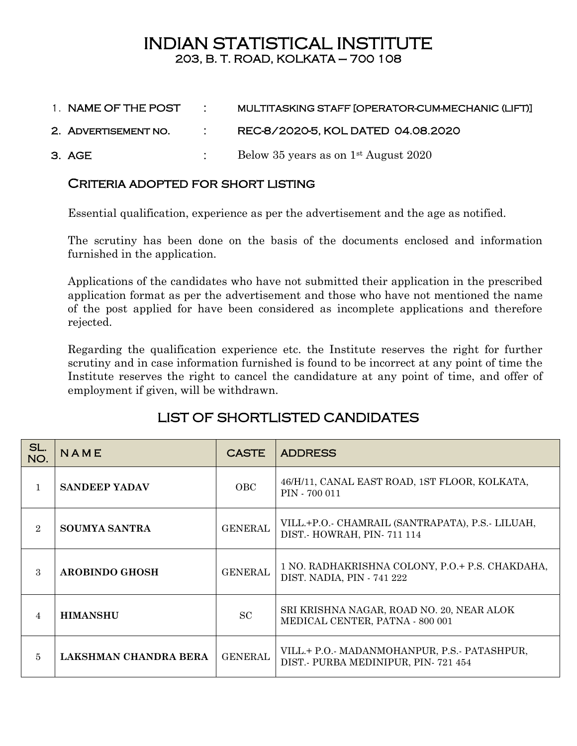# INDIAN STATISTICAL INSTITUTE

## 203, B. T. ROAD, KOLKATA – 700 108

1. **NAME OF THE POST** : MULTITASKING STAFF [OPERATOR-CUM-MECHANIC (LIFT)]
2. **ADVERTISEMENT NO.** : REC-8/2020-5, KOL DATED 04.08.2020
3. **AGE** : Below 35 years as on 1st August 2020

### CRITERIA ADOPTED FOR SHORT LISTING

Essential qualification, experience as per the advertisement and the age as notified.

The scrutiny has been done on the basis of the documents enclosed and information furnished in the application.

Applications of the candidates who have not submitted their application in the prescribed application format as per the advertisement and those who have not mentioned the name of the post applied for have been considered as incomplete applications and therefore rejected.

Regarding the qualification experience etc. the Institute reserves the right for further scrutiny and in case information furnished is found to be incorrect at any point of time the Institute reserves the right to cancel the candidature at any point of time, and offer of employment if given, will be withdrawn.

## LIST OF SHORTLISTED CANDIDATES

| SL. NO. | NAME | CASTE | ADDRESS |
|---|---|---|---|
| 1 | **SANDEEP YADAV** | OBC | 46/H/11, CANAL EAST ROAD, 1ST FLOOR, KOLKATA, PIN - 700 011 |
| 2 | **SOUMYA SANTRA** | GENERAL | VILL.+P.O.- CHAMRAIL (SANTRAPATA), P.S.- LILUAH, DIST.- HOWRAH, PIN- 711 114 |
| 3 | **AROBINDO GHOSH** | GENERAL | 1 NO. RADHAKRISHNA COLONY, P.O.+ P.S. CHAKDAHA, DIST. NADIA, PIN - 741 222 |
| 4 | **HIMANSHU** | SC | SRI KRISHNA NAGAR, ROAD NO. 20, NEAR ALOK MEDICAL CENTER, PATNA - 800 001 |
| 5 | **LAKSHMAN CHANDRA BERA** | GENERAL | VILL.+ P.O.- MADANMOHANPUR, P.S.- PATASHPUR, DIST.- PURBA MEDINIPUR, PIN- 721 454 |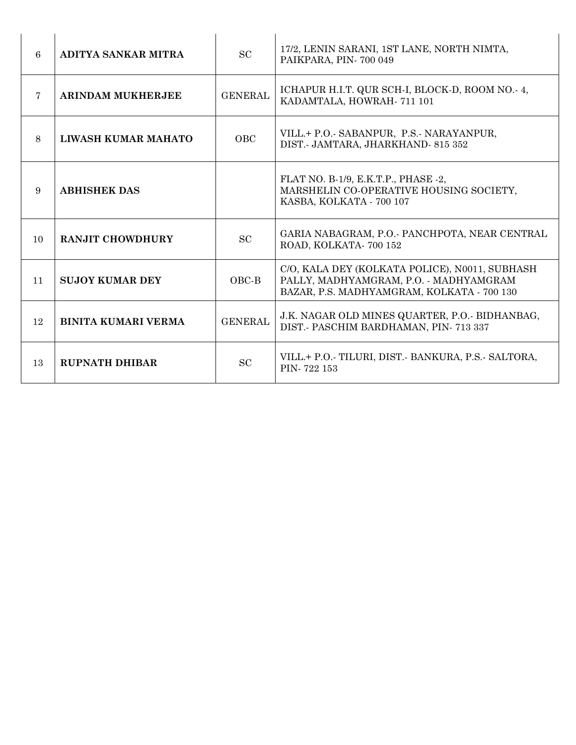| | | | |
|---|---|---|---|
| 6 | **ADITYA SANKAR MITRA** | SC | 17/2, LENIN SARANI, 1ST LANE, NORTH NIMTA, PAIKPARA, PIN- 700 049 |
| 7 | **ARINDAM MUKHERJEE** | GENERAL | ICHAPUR H.I.T. QUR SCH-I, BLOCK-D, ROOM NO.- 4, KADAMTALA, HOWRAH- 711 101 |
| 8 | **LIWASH KUMAR MAHATO** | OBC | VILL.+ P.O.- SABANPUR, P.S.- NARAYANPUR, DIST.- JAMTARA, JHARKHAND- 815 352 |
| 9 | **ABHISHEK DAS** | | FLAT NO. B-1/9, E.K.T.P., PHASE -2, MARSHELIN CO-OPERATIVE HOUSING SOCIETY, KASBA, KOLKATA - 700 107 |
| 10 | **RANJIT CHOWDHURY** | SC | GARIA NABAGRAM, P.O.- PANCHPOTA, NEAR CENTRAL ROAD, KOLKATA- 700 152 |
| 11 | **SUJOY KUMAR DEY** | OBC-B | C/O, KALA DEY (KOLKATA POLICE), N0011, SUBHASH PALLY, MADHYAMGRAM, P.O. - MADHYAMGRAM BAZAR, P.S. MADHYAMGRAM, KOLKATA - 700 130 |
| 12 | **BINITA KUMARI VERMA** | GENERAL | J.K. NAGAR OLD MINES QUARTER, P.O.- BIDHANBAG, DIST.- PASCHIM BARDHAMAN, PIN- 713 337 |
| 13 | **RUPNATH DHIBAR** | SC | VILL.+ P.O.- TILURI, DIST.- BANKURA, P.S.- SALTORA, PIN- 722 153 |